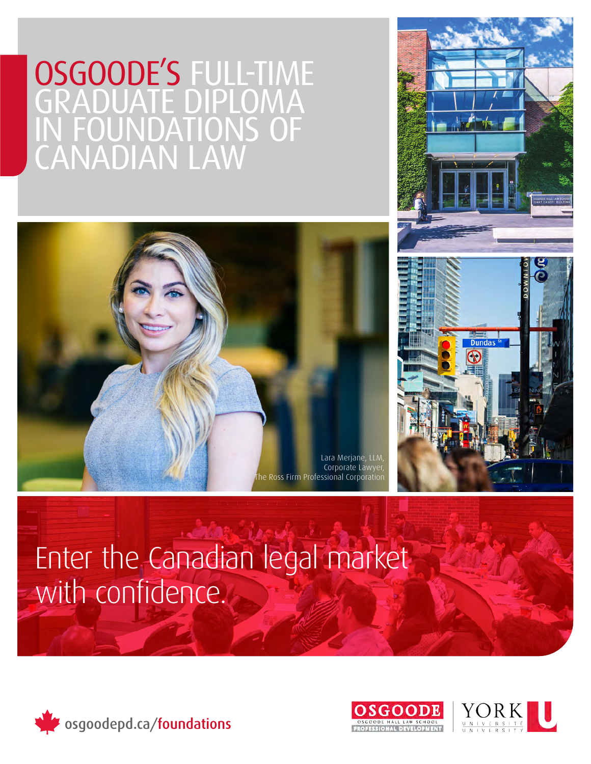# OSGOODE'S FULL-TIME GRADUATE DIPLOMA IN FOUNDATIONS OF CANADIAN LAW

Lara Merjane, LLM,
Corporate Lawyer,
The Ross Firm Professional Corporation

## Enter the Canadian legal market with confidence.

osgoodepd.ca/foundations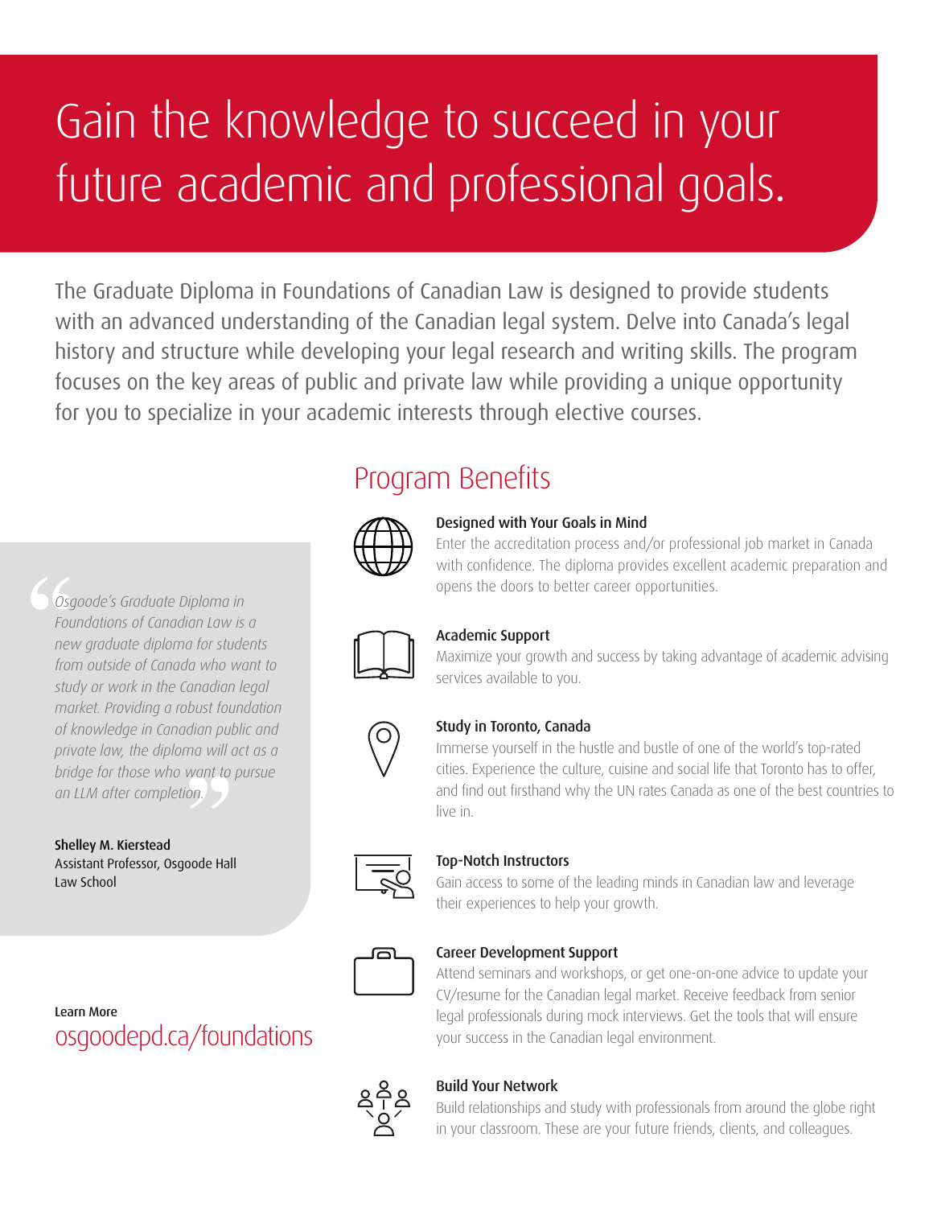# Gain the knowledge to succeed in your future academic and professional goals.

The Graduate Diploma in Foundations of Canadian Law is designed to provide students with an advanced understanding of the Canadian legal system. Delve into Canada's legal history and structure while developing your legal research and writing skills. The program focuses on the key areas of public and private law while providing a unique opportunity for you to specialize in your academic interests through elective courses.

> *Osgoode's Graduate Diploma in Foundations of Canadian Law is a new graduate diploma for students from outside of Canada who want to study or work in the Canadian legal market. Providing a robust foundation of knowledge in Canadian public and private law, the diploma will act as a bridge for those who want to pursue an LLM after completion.*
>
> **Shelley M. Kierstead**
> Assistant Professor, Osgoode Hall Law School

Learn More
osgoodepd.ca/foundations

## Program Benefits

**Designed with Your Goals in Mind**
Enter the accreditation process and/or professional job market in Canada with confidence. The diploma provides excellent academic preparation and opens the doors to better career opportunities.

**Academic Support**
Maximize your growth and success by taking advantage of academic advising services available to you.

**Study in Toronto, Canada**
Immerse yourself in the hustle and bustle of one of the world's top-rated cities. Experience the culture, cuisine and social life that Toronto has to offer, and find out firsthand why the UN rates Canada as one of the best countries to live in.

**Top-Notch Instructors**
Gain access to some of the leading minds in Canadian law and leverage their experiences to help your growth.

**Career Development Support**
Attend seminars and workshops, or get one-on-one advice to update your CV/resume for the Canadian legal market. Receive feedback from senior legal professionals during mock interviews. Get the tools that will ensure your success in the Canadian legal environment.

**Build Your Network**
Build relationships and study with professionals from around the globe right in your classroom. These are your future friends, clients, and colleagues.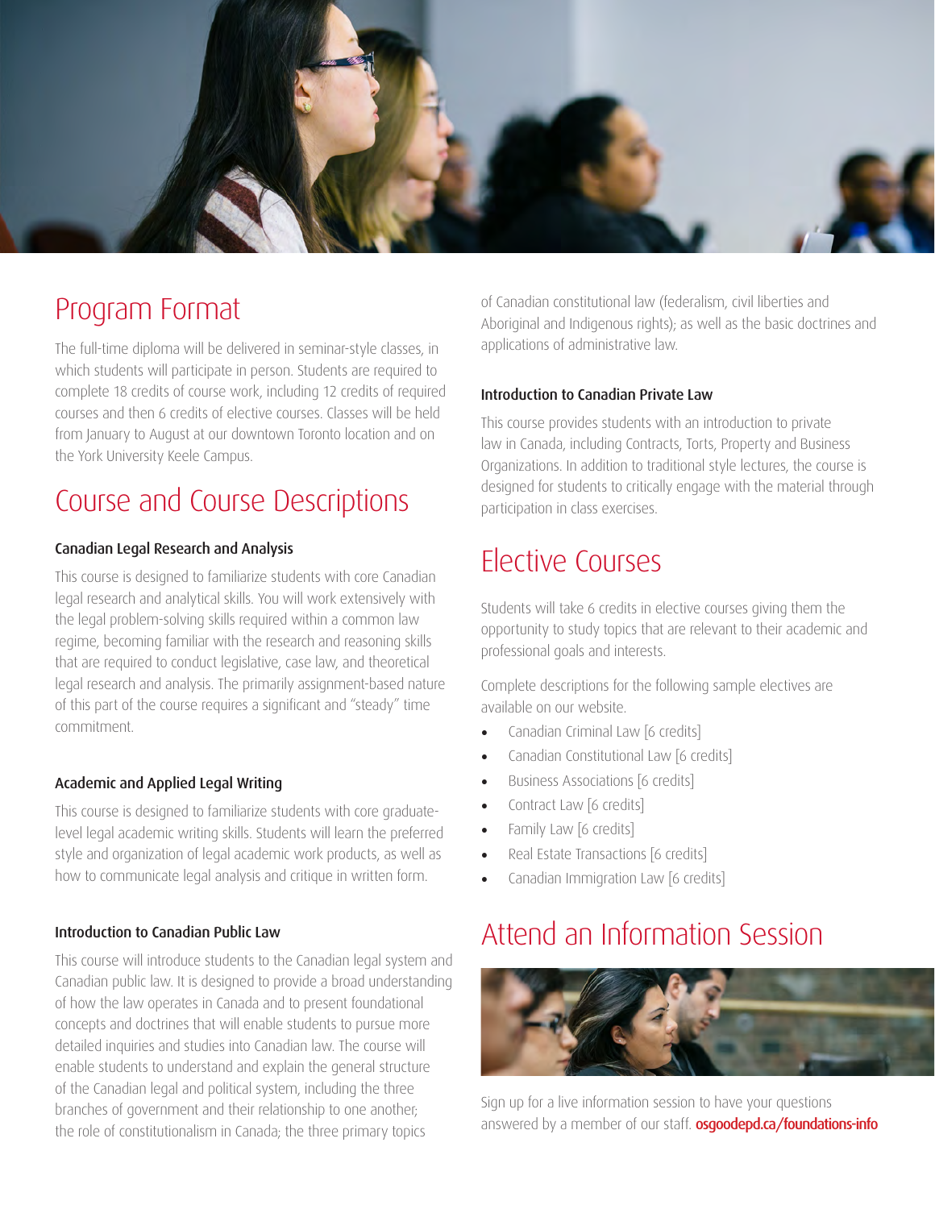## Program Format

The full-time diploma will be delivered in seminar-style classes, in which students will participate in person. Students are required to complete 18 credits of course work, including 12 credits of required courses and then 6 credits of elective courses. Classes will be held from January to August at our downtown Toronto location and on the York University Keele Campus.

## Course and Course Descriptions

### Canadian Legal Research and Analysis

This course is designed to familiarize students with core Canadian legal research and analytical skills. You will work extensively with the legal problem-solving skills required within a common law regime, becoming familiar with the research and reasoning skills that are required to conduct legislative, case law, and theoretical legal research and analysis. The primarily assignment-based nature of this part of the course requires a significant and "steady" time commitment.

### Academic and Applied Legal Writing

This course is designed to familiarize students with core graduate-level legal academic writing skills. Students will learn the preferred style and organization of legal academic work products, as well as how to communicate legal analysis and critique in written form.

### Introduction to Canadian Public Law

This course will introduce students to the Canadian legal system and Canadian public law. It is designed to provide a broad understanding of how the law operates in Canada and to present foundational concepts and doctrines that will enable students to pursue more detailed inquiries and studies into Canadian law. The course will enable students to understand and explain the general structure of the Canadian legal and political system, including the three branches of government and their relationship to one another; the role of constitutionalism in Canada; the three primary topics of Canadian constitutional law (federalism, civil liberties and Aboriginal and Indigenous rights); as well as the basic doctrines and applications of administrative law.

### Introduction to Canadian Private Law

This course provides students with an introduction to private law in Canada, including Contracts, Torts, Property and Business Organizations. In addition to traditional style lectures, the course is designed for students to critically engage with the material through participation in class exercises.

## Elective Courses

Students will take 6 credits in elective courses giving them the opportunity to study topics that are relevant to their academic and professional goals and interests.

Complete descriptions for the following sample electives are available on our website.

- Canadian Criminal Law [6 credits]
- Canadian Constitutional Law [6 credits]
- Business Associations [6 credits]
- Contract Law [6 credits]
- Family Law [6 credits]
- Real Estate Transactions [6 credits]
- Canadian Immigration Law [6 credits]

## Attend an Information Session

Sign up for a live information session to have your questions answered by a member of our staff. **osgoodepd.ca/foundations-info**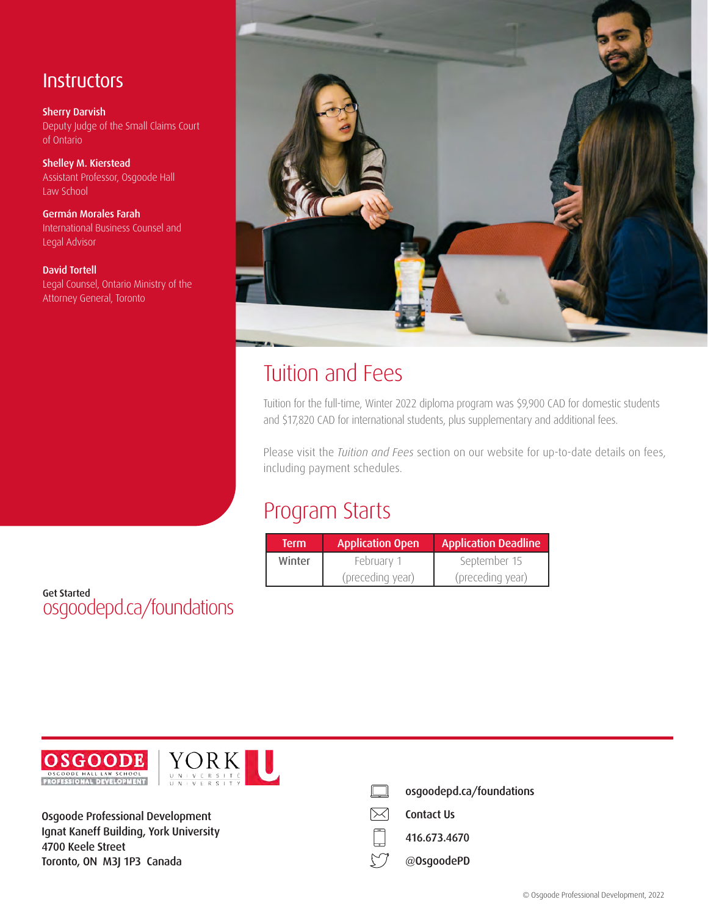## Instructors

**Sherry Darvish**
Deputy Judge of the Small Claims Court of Ontario

**Shelley M. Kierstead**
Assistant Professor, Osgoode Hall Law School

**Germán Morales Farah**
International Business Counsel and Legal Advisor

**David Tortell**
Legal Counsel, Ontario Ministry of the Attorney General, Toronto

## Tuition and Fees

Tuition for the full-time, Winter 2022 diploma program was $9,900 CAD for domestic students and $17,820 CAD for international students, plus supplementary and additional fees.

Please visit the *Tuition and Fees* section on our website for up-to-date details on fees, including payment schedules.

## Program Starts

| Term | Application Open | Application Deadline |
| --- | --- | --- |
| Winter | February 1 (preceding year) | September 15 (preceding year) |

**Get Started**
osgoodepd.ca/foundations

OSGOODE HALL LAW SCHOOL PROFESSIONAL DEVELOPMENT | YORK UNIVERSITÉ UNIVERSITY

**Osgoode Professional Development**
**Ignat Kaneff Building, York University**
**4700 Keele Street**
**Toronto, ON M3J 1P3 Canada**

**osgoodepd.ca/foundations**
**Contact Us**
**416.673.4670**
**@OsgoodePD**

© Osgoode Professional Development, 2022